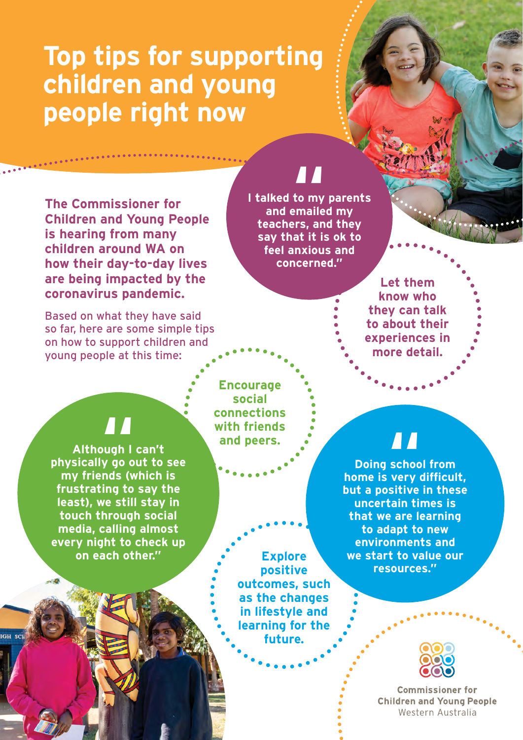# Top tips for supporting children and young people right now

**The Commissioner for Children and Young People is hearing from many children around WA on how their day-to-day lives are being impacted by the coronavirus pandemic.**

Based on what they have said so far, here are some simple tips on how to support children and young people at this time:

> **"I talked to my parents and emailed my teachers, and they say that it is ok to feel anxious and concerned."**

**Let them know who they can talk to about their experiences in more detail.**

**Encourage social connections with friends and peers.**

> **"Although I can't physically go out to see my friends (which is frustrating to say the least), we still stay in touch through social media, calling almost every night to check up on each other."**

**Explore positive outcomes, such as the changes in lifestyle and learning for the future.**

> **"Doing school from home is very difficult, but a positive in these uncertain times is that we are learning to adapt to new environments and we start to value our resources."**

Commissioner for Children and Young People
Western Australia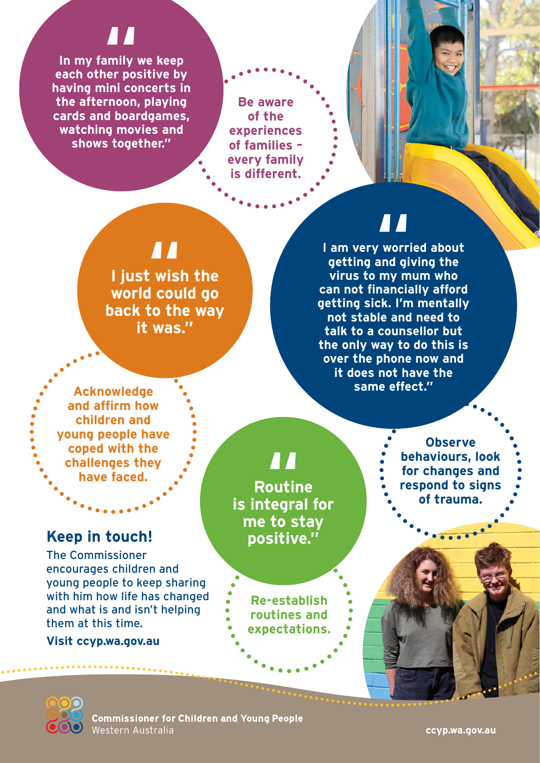"In my family we keep each other positive by having mini concerts in the afternoon, playing cards and boardgames, watching movies and shows together."

Be aware of the experiences of families – every family is different.

"I just wish the world could go back to the way it was."

"I am very worried about getting and giving the virus to my mum who can not financially afford getting sick. I'm mentally not stable and need to talk to a counsellor but the only way to do this is over the phone now and it does not have the same effect."

Acknowledge and affirm how children and young people have coped with the challenges they have faced.

"Routine is integral for me to stay positive."

Observe behaviours, look for changes and respond to signs of trauma.

## Keep in touch!

The Commissioner encourages children and young people to keep sharing with him how life has changed and what is and isn't helping them at this time.

**Visit ccyp.wa.gov.au**

Re-establish routines and expectations.

**Commissioner for Children and Young People**
Western Australia

ccyp.wa.gov.au